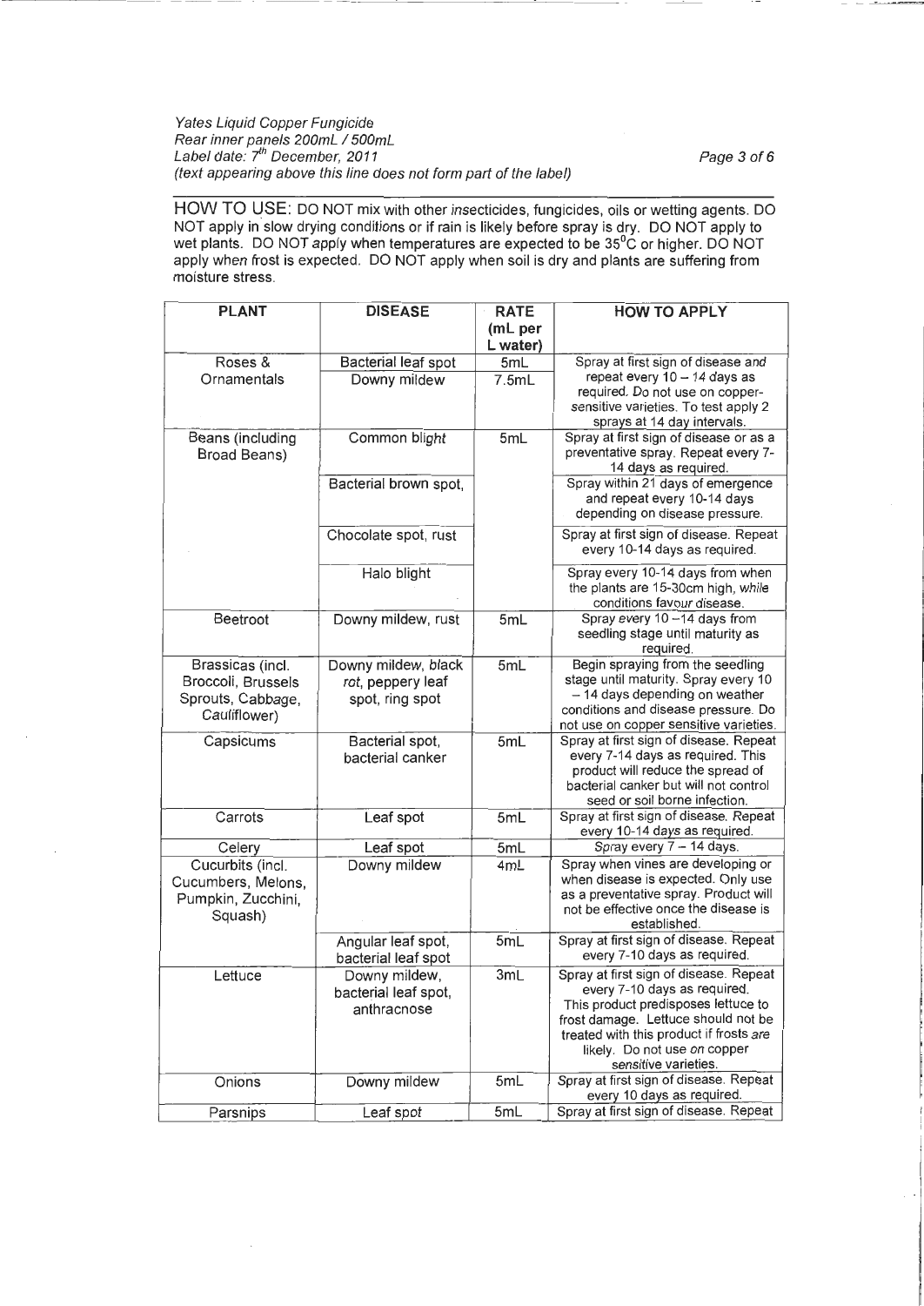HOW TO USE: DO NOT mix with other insecticides, fungicides, oils or wetting agents. DO NOT apply in slow drying conditions or if rain is likely before spray is dry. DO NOT apply to wet plants. DO NOT apply when temperatures are expected to be $35^{0}C$ or higher. DO NOT apply when frost is expected. DO NOT apply when soil is dry and plants are suffering from moisture stress.

| PLANT | DISEASE | RATE (mL per L water) | HOW TO APPLY |
|---|---|---|---|
| Roses & Ornamentals | Bacterial leaf spot | 5mL | Spray at first sign of disease and repeat every 10 – 14 days as required. Do not use on copper-sensitive varieties. To test apply 2 sprays at 14 day intervals. |
| | Downy mildew | 7.5mL | |
| Beans (including Broad Beans) | Common blight | 5mL | Spray at first sign of disease or as a preventative spray. Repeat every 7-14 days as required. |
| | Bacterial brown spot, | | Spray within 21 days of emergence and repeat every 10-14 days depending on disease pressure. |
| | Chocolate spot, rust | | Spray at first sign of disease. Repeat every 10-14 days as required. |
| | Halo blight | | Spray every 10-14 days from when the plants are 15-30cm high, while conditions favour disease. |
| Beetroot | Downy mildew, rust | 5mL | Spray every 10 –14 days from seedling stage until maturity as required. |
| Brassicas (incl. Broccoli, Brussels Sprouts, Cabbage, Cauliflower) | Downy mildew, black rot, peppery leaf spot, ring spot | 5mL | Begin spraying from the seedling stage until maturity. Spray every 10 – 14 days depending on weather conditions and disease pressure. Do not use on copper sensitive varieties. |
| Capsicums | Bacterial spot, bacterial canker | 5mL | Spray at first sign of disease. Repeat every 7-14 days as required. This product will reduce the spread of bacterial canker but will not control seed or soil borne infection. |
| Carrots | Leaf spot | 5mL | Spray at first sign of disease. Repeat every 10-14 days as required. |
| Celery | Leaf spot | 5mL | Spray every 7 – 14 days. |
| Cucurbits (incl. Cucumbers, Melons, Pumpkin, Zucchini, Squash) | Downy mildew | 4mL | Spray when vines are developing or when disease is expected. Only use as a preventative spray. Product will not be effective once the disease is established. |
| | Angular leaf spot, bacterial leaf spot | 5mL | Spray at first sign of disease. Repeat every 7-10 days as required. |
| Lettuce | Downy mildew, bacterial leaf spot, anthracnose | 3mL | Spray at first sign of disease. Repeat every 7-10 days as required. This product predisposes lettuce to frost damage. Lettuce should not be treated with this product if frosts are likely. Do not use on copper sensitive varieties. |
| Onions | Downy mildew | 5mL | Spray at first sign of disease. Repeat every 10 days as required. |
| Parsnips | Leaf spot | 5mL | Spray at first sign of disease. Repeat |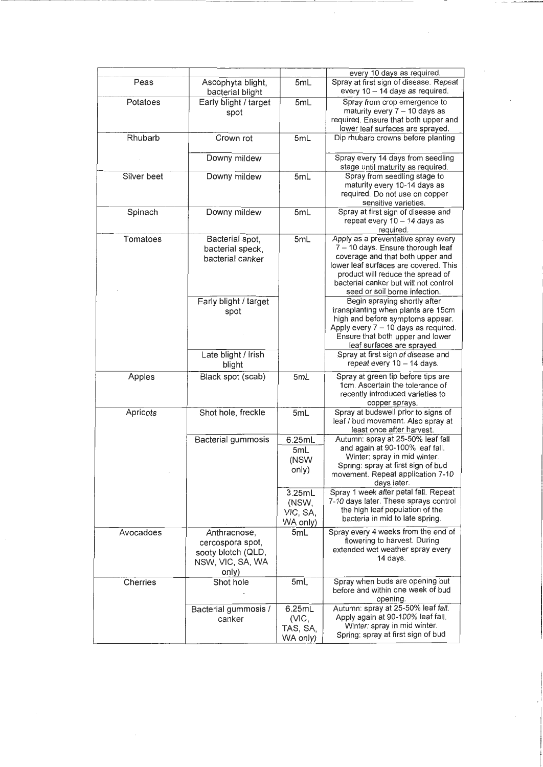| | | | every 10 days as required. |
|---|---|---|---|
| Peas | Ascophyta blight, bacterial blight | 5mL | Spray at first sign of disease. Repeat every 10 – 14 days as required. |
| Potatoes | Early blight / target spot | 5mL | Spray from crop emergence to maturity every 7 – 10 days as required. Ensure that both upper and lower leaf surfaces are sprayed. |
| Rhubarb | Crown rot | 5mL | Dip rhubarb crowns before planting |
| | Downy mildew | | Spray every 14 days from seedling stage until maturity as required. |
| Silver beet | Downy mildew | 5mL | Spray from seedling stage to maturity every 10-14 days as required. Do not use on copper sensitive varieties. |
| Spinach | Downy mildew | 5mL | Spray at first sign of disease and repeat every 10 – 14 days as required. |
| Tomatoes | Bacterial spot, bacterial speck, bacterial canker | 5mL | Apply as a preventative spray every 7 – 10 days. Ensure thorough leaf coverage and that both upper and lower leaf surfaces are covered. This product will reduce the spread of bacterial canker but will not control seed or soil borne infection. |
| | Early blight / target spot | | Begin spraying shortly after transplanting when plants are 15cm high and before symptoms appear. Apply every 7 – 10 days as required. Ensure that both upper and lower leaf surfaces are sprayed. |
| | Late blight / Irish blight | | Spray at first sign of disease and repeat every 10 – 14 days. |
| Apples | Black spot (scab) | 5mL | Spray at green tip before tips are 1cm. Ascertain the tolerance of recently introduced varieties to copper sprays. |
| Apricots | Shot hole, freckle | 5mL | Spray at budswell prior to signs of leaf / bud movement. Also spray at least once after harvest. |
| | Bacterial gummosis | 6.25mL<br>5mL (NSW only) | Autumn: spray at 25-50% leaf fall and again at 90-100% leaf fall. Winter: spray in mid winter. Spring: spray at first sign of bud movement. Repeat application 7-10 days later. |
| | | 3.25mL (NSW, VIC, SA, WA only) | Spray 1 week after petal fall. Repeat 7-10 days later. These sprays control the high leaf population of the bacteria in mid to late spring. |
| Avocadoes | Anthracnose, cercospora spot, sooty blotch (QLD, NSW, VIC, SA, WA only) | 5mL | Spray every 4 weeks from the end of flowering to harvest. During extended wet weather spray every 14 days. |
| Cherries | Shot hole | 5mL | Spray when buds are opening but before and within one week of bud opening. |
| | Bacterial gummosis / canker | 6.25mL (VIC, TAS, SA, WA only) | Autumn: spray at 25-50% leaf fall. Apply again at 90-100% leaf fall. Winter: spray in mid winter. Spring: spray at first sign of bud |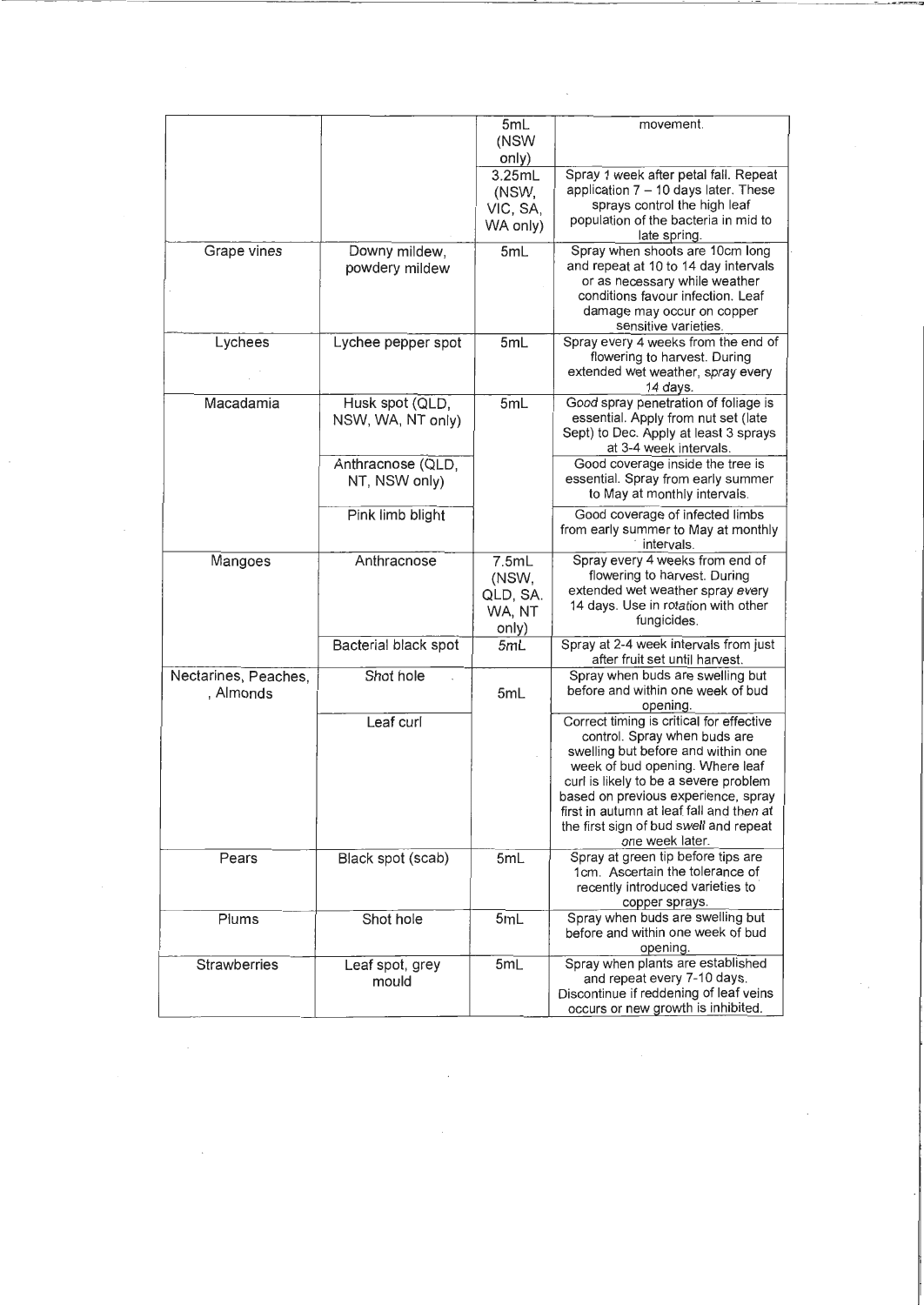| | | 5mL (NSW only) | movement. |
|---|---|---|---|
| | | 3.25mL (NSW, VIC, SA, WA only) | Spray 1 week after petal fall. Repeat application 7 – 10 days later. These sprays control the high leaf population of the bacteria in mid to late spring. |
| Grape vines | Downy mildew, powdery mildew | 5mL | Spray when shoots are 10cm long and repeat at 10 to 14 day intervals or as necessary while weather conditions favour infection. Leaf damage may occur on copper sensitive varieties. |
| Lychees | Lychee pepper spot | 5mL | Spray every 4 weeks from the end of flowering to harvest. During extended wet weather, spray every 14 days. |
| Macadamia | Husk spot (QLD, NSW, WA, NT only) | 5mL | Good spray penetration of foliage is essential. Apply from nut set (late Sept) to Dec. Apply at least 3 sprays at 3-4 week intervals. |
| | Anthracnose (QLD, NT, NSW only) | | Good coverage inside the tree is essential. Spray from early summer to May at monthly intervals. |
| | Pink limb blight | | Good coverage of infected limbs from early summer to May at monthly intervals. |
| Mangoes | Anthracnose | 7.5mL (NSW, QLD, SA. WA, NT only) | Spray every 4 weeks from end of flowering to harvest. During extended wet weather spray every 14 days. Use in rotation with other fungicides. |
| | Bacterial black spot | 5mL | Spray at 2-4 week intervals from just after fruit set until harvest. |
| Nectarines, Peaches, , Almonds | Shot hole | 5mL | Spray when buds are swelling but before and within one week of bud opening. |
| | Leaf curl | | Correct timing is critical for effective control. Spray when buds are swelling but before and within one week of bud opening. Where leaf curl is likely to be a severe problem based on previous experience, spray first in autumn at leaf fall and then at the first sign of bud swell and repeat one week later. |
| Pears | Black spot (scab) | 5mL | Spray at green tip before tips are 1cm. Ascertain the tolerance of recently introduced varieties to copper sprays. |
| Plums | Shot hole | 5mL | Spray when buds are swelling but before and within one week of bud opening. |
| Strawberries | Leaf spot, grey mould | 5mL | Spray when plants are established and repeat every 7-10 days. Discontinue if reddening of leaf veins occurs or new growth is inhibited. |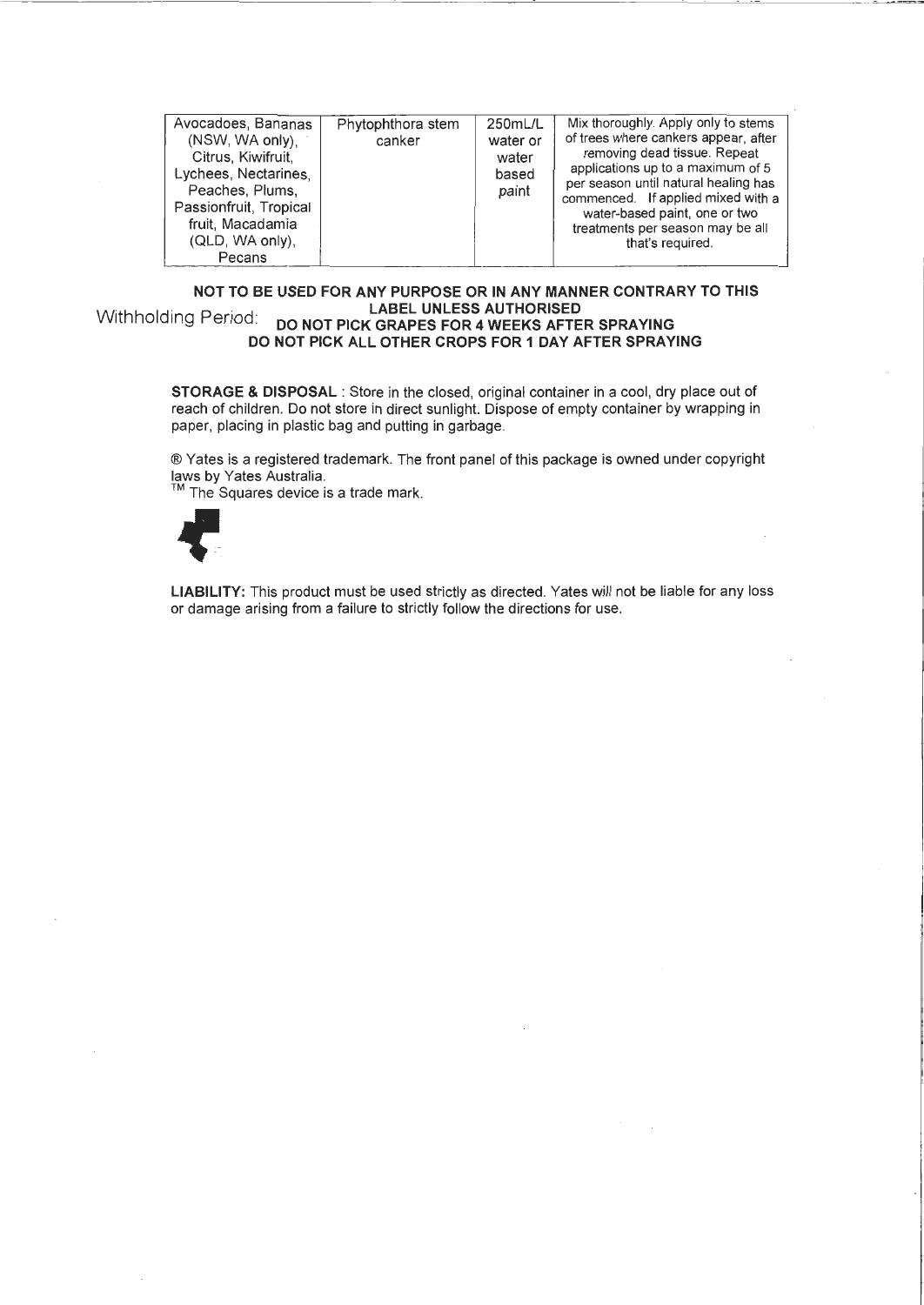| | | | |
|---|---|---|---|
| Avocadoes, Bananas (NSW, WA only), Citrus, Kiwifruit, Lychees, Nectarines, Peaches, Plums, Passionfruit, Tropical fruit, Macadamia (QLD, WA only), Pecans | Phytophthora stem canker | 250mL/L water or water based paint | Mix thoroughly. Apply only to stems of trees where cankers appear, after removing dead tissue. Repeat applications up to a maximum of 5 per season until natural healing has commenced. If applied mixed with a water-based paint, one or two treatments per season may be all that's required. |

**NOT TO BE USED FOR ANY PURPOSE OR IN ANY MANNER CONTRARY TO THIS LABEL UNLESS AUTHORISED**

Withholding Period: **DO NOT PICK GRAPES FOR 4 WEEKS AFTER SPRAYING**
**DO NOT PICK ALL OTHER CROPS FOR 1 DAY AFTER SPRAYING**

**STORAGE & DISPOSAL** : Store in the closed, original container in a cool, dry place out of reach of children. Do not store in direct sunlight. Dispose of empty container by wrapping in paper, placing in plastic bag and putting in garbage.

® Yates is a registered trademark. The front panel of this package is owned under copyright laws by Yates Australia.
™ The Squares device is a trade mark.

**LIABILITY:** This product must be used strictly as directed. Yates will not be liable for any loss or damage arising from a failure to strictly follow the directions for use.